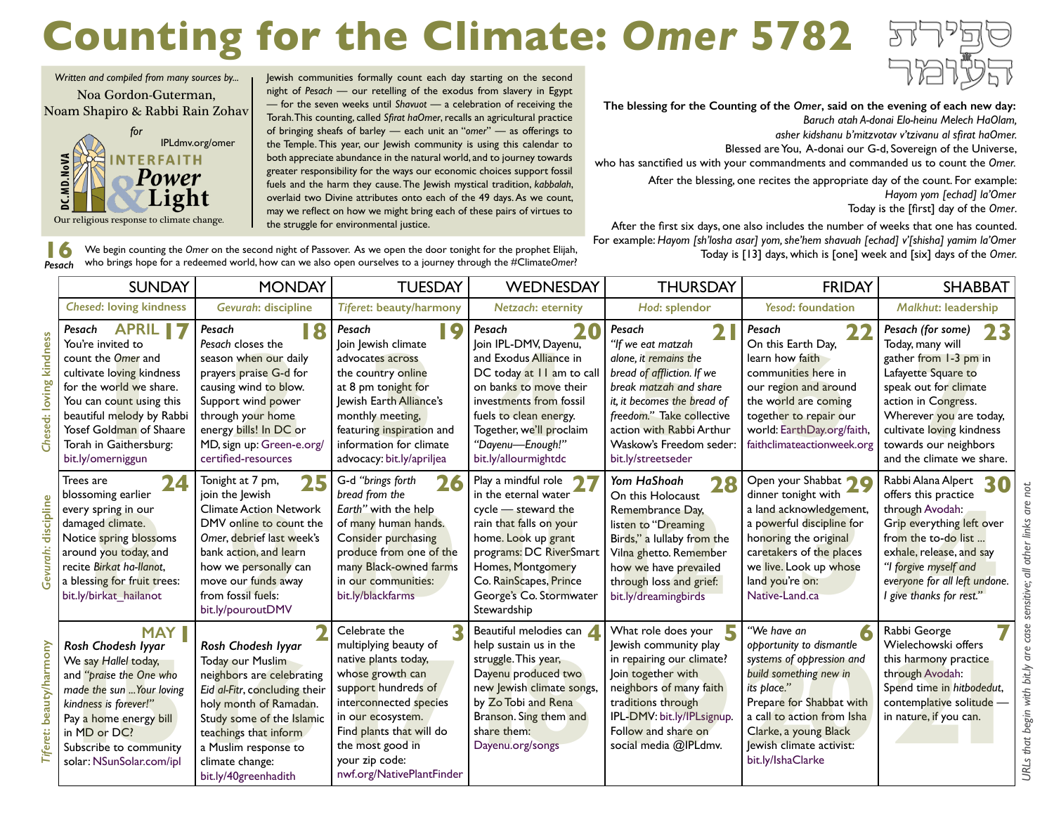# Counting for the Climate: *Omer* 5782

ספירת העומר

*Written and compiled from many sources by...*
Noa Gordon-Guterman, Noam Shapiro & Rabbi Rain Zohav
*for*
IPLdmv.org/omer
DC.MD.NoVA INTERFAITH *Power* & Light
Our religious response to climate change.

Jewish communities formally count each day starting on the second night of *Pesach* — our retelling of the exodus from slavery in Egypt — for the seven weeks until *Shavuot* — a celebration of receiving the Torah. This counting, called *Sfirat haOmer*, recalls an agricultural practice of bringing sheafs of barley — each unit an "*omer*" — as offerings to the Temple. This year, our Jewish community is using this calendar to both appreciate abundance in the natural world, and to journey towards greater responsibility for the ways our economic choices support fossil fuels and the harm they cause. The Jewish mystical tradition, *kabbalah*, overlaid two Divine attributes onto each of the 49 days. As we count, may we reflect on how we might bring each of these pairs of virtues to the struggle for environmental justice.

**The blessing for the Counting of the *Omer*, said on the evening of each new day:**
*Baruch atah A-donai Elo-heinu Melech HaOlam,*
*asher kidshanu b'mitzvotav v'tzivanu al sfirat haOmer.*
Blessed are You, A-donai our G-d, Sovereign of the Universe,
who has sanctified us with your commandments and commanded us to count the *Omer.*

After the blessing, one recites the appropriate day of the count. For example:
*Hayom yom [echad] la'Omer*
Today is the [first] day of the *Omer*.

After the first six days, one also includes the number of weeks that one has counted.
For example: *Hayom [sh'losha asar] yom, she'hem shavuah [echad] v'[shisha] yamim la'Omer*
Today is [13] days, which is [one] week and [six] days of the *Omer.*

**16** *Pesach* — We begin counting the *Omer* on the second night of Passover. As we open the door tonight for the prophet Elijah, who brings hope for a redeemed world, how can we also open ourselves to a journey through the #Climate*Omer*?

| | SUNDAY | MONDAY | TUESDAY | WEDNESDAY | THURSDAY | FRIDAY | SHABBAT |
|---|---|---|---|---|---|---|---|
| | *Chesed*: loving kindness | *Gevurah*: discipline | *Tiferet*: beauty/harmony | *Netzach*: eternity | *Hod*: splendor | *Yesod*: foundation | *Malkhut*: leadership |
| *Chesed*: loving kindness | **APRIL 17** (Omer day 1) *Pesach* You're invited to count the *Omer* and cultivate loving kindness for the world we share. You can count using this beautiful melody by Rabbi Yosef Goldman of Shaare Torah in Gaithersburg: bit.ly/omerniggun | **18** (Omer day 2) *Pesach* *Pesach* closes the season when our daily prayers praise G-d for causing wind to blow. Support wind power through your home energy bills! In DC or MD, sign up: Green-e.org/certified-resources | **19** (Omer day 3) *Pesach* Join Jewish climate advocates across the country online at 8 pm tonight for Jewish Earth Alliance's monthly meeting, featuring inspiration and information for climate advocacy: bit.ly/apriljea | **20** (Omer day 4) *Pesach* Join IPL-DMV, Dayenu, and Exodus Alliance in DC today at 11 am to call on banks to move their investments from fossil fuels to clean energy. Together, we'll proclaim *"Dayenu—Enough!"* bit.ly/allourmightdc | **21** (Omer day 5) *Pesach* *"If we eat matzah alone, it remains the bread of affliction. If we break matzah and share it, it becomes the bread of freedom."* Take collective action with Rabbi Arthur Waskow's Freedom seder: bit.ly/streetseder | **22** (Omer day 6) *Pesach* On this Earth Day, learn how faith communities here in our region and around the world are coming together to repair our world: EarthDay.org/faith, faithclimateactionweek.org | **23** (Omer day 7) *Pesach (for some)* Today, many will gather from 1-3 pm in Lafayette Square to speak out for climate action in Congress. Wherever you are today, cultivate loving kindness towards our neighbors and the climate we share. |
| *Gevurah*: discipline | **24** (Omer day 8) Trees are blossoming earlier every spring in our damaged climate. Notice spring blossoms around you today, and recite *Birkat ha-Ilanot*, a blessing for fruit trees: bit.ly/birkat_hailanot | **25** (Omer day 9) Tonight at 7 pm, join the Jewish Climate Action Network DMV online to count the *Omer*, debrief last week's bank action, and learn how we personally can move our funds away from fossil fuels: bit.ly/pouroutDMV | **26** (Omer day 10) G-d *"brings forth bread from the Earth"* with the help of many human hands. Consider purchasing produce from one of the many Black-owned farms in our communities: bit.ly/blackfarms | **27** (Omer day 11) Play a mindful role in the eternal water cycle — steward the rain that falls on your home. Look up grant programs: DC RiverSmart Homes, Montgomery Co. RainScapes, Prince George's Co. Stormwater Stewardship | **28** (Omer day 12) *Yom HaShoah* On this Holocaust Remembrance Day, listen to "Dreaming Birds," a lullaby from the Vilna ghetto. Remember how we have prevailed through loss and grief: bit.ly/dreamingbirds | **29** (Omer day 13) Open your Shabbat dinner tonight with a land acknowledgement, a powerful discipline for honoring the original caretakers of the places we live. Look up whose land you're on: Native-Land.ca | **30** (Omer day 14) Rabbi Alana Alpert offers this practice through Avodah: Grip everything left over from the to-do list ... exhale, release, and say *"I forgive myself and everyone for all left undone. I give thanks for rest."* |
| *Tiferet*: beauty/harmony | **MAY 1** (Omer day 15) *Rosh Chodesh Iyyar* We say *Hallel* today, and *"praise the One who made the sun ...Your loving kindness is forever!"* Pay a home energy bill in MD or DC? Subscribe to community solar: NSunSolar.com/ipl | **2** (Omer day 16) *Rosh Chodesh Iyyar* Today our Muslim neighbors are celebrating *Eid al-Fitr*, concluding their holy month of Ramadan. Study some of the Islamic teachings that inform a Muslim response to climate change: bit.ly/40greenhadith | **3** (Omer day 17) Celebrate the multiplying beauty of native plants today, whose growth can support hundreds of interconnected species in our ecosystem. Find plants that will do the most good in your zip code: nwf.org/NativePlantFinder | **4** (Omer day 18) Beautiful melodies can help sustain us in the struggle. This year, Dayenu produced two new Jewish climate songs, by Zo Tobi and Rena Branson. Sing them and share them: Dayenu.org/songs | **5** (Omer day 19) What role does your Jewish community play in repairing our climate? Join together with neighbors of many faith traditions through IPL-DMV: bit.ly/IPLsignup. Follow and share on social media @IPLdmv. | **6** (Omer day 20) *"We have an opportunity to dismantle systems of oppression and build something new in its place."* Prepare for Shabbat with a call to action from Isha Clarke, a young Black Jewish climate activist: bit.ly/IshaClarke | **7** (Omer day 21) Rabbi George Wielechowski offers this harmony practice through Avodah: Spend time in *hitbodedut*, contemplative solitude — in nature, if you can. |

*URLs that begin with bit.ly are case sensitive; all other links are not*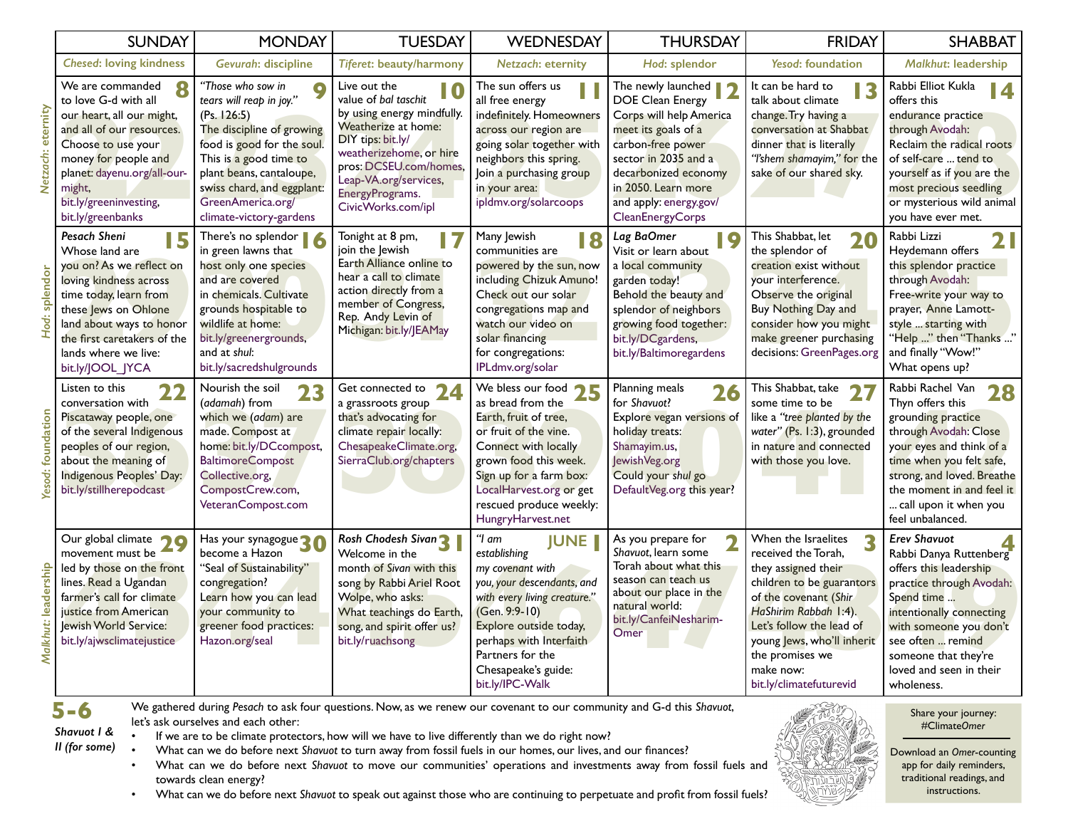| | SUNDAY | MONDAY | TUESDAY | WEDNESDAY | THURSDAY | FRIDAY | SHABBAT |
|---|---|---|---|---|---|---|---|
| | *Chesed*: loving kindness | *Gevurah*: discipline | *Tiferet*: beauty/harmony | *Netzach*: eternity | *Hod*: splendor | *Yesod*: foundation | *Malkhut*: leadership |
| *Netzach*: eternity | **8** We are commanded to love G-d with all our heart, all our might, and all of our resources. Choose to use your money for people and planet: dayenu.org/all-our-might, bit.ly/greeninvesting, bit.ly/greenbanks | **9** *"Those who sow in tears will reap in joy."* (Ps. 126:5) The discipline of growing food is good for the soul. This is a good time to plant beans, cantaloupe, swiss chard, and eggplant: GreenAmerica.org/climate-victory-gardens | **10** Live out the value of *bal taschit* by using energy mindfully. Weatherize at home: DIY tips: bit.ly/weatherizehome, or hire pros: DCSEU.com/homes, Leap-VA.org/services, EnergyPrograms. CivicWorks.com/ipl | **11** The sun offers us all free energy indefinitely. Homeowners across our region are going solar together with neighbors this spring. Join a purchasing group in your area: ipldmv.org/solarcoops | **12** The newly launched DOE Clean Energy Corps will help America meet its goals of a carbon-free power sector in 2035 and a decarbonized economy in 2050. Learn more and apply: energy.gov/CleanEnergyCorps | **13** It can be hard to talk about climate change. Try having a conversation at Shabbat dinner that is literally *"l'shem shamayim,"* for the sake of our shared sky. | **14** Rabbi Elliot Kukla offers this endurance practice through Avodah: Reclaim the radical roots of self-care ... tend to yourself as if you are the most precious seedling or mysterious wild animal you have ever met. |
| *Hod*: splendor | **15** *Pesach Sheni* Whose land are you on? As we reflect on loving kindness across time today, learn from these Jews on Ohlone land about ways to honor the first caretakers of the lands where we live: bit.ly/JOOL_JYCA | **16** There's no splendor in green lawns that host only one species and are covered in chemicals. Cultivate grounds hospitable to wildlife at home: bit.ly/greenergrounds, and at *shul*: bit.ly/sacredshulgrounds | **17** Tonight at 8 pm, join the Jewish Earth Alliance online to hear a call to climate action directly from a member of Congress, Rep. Andy Levin of Michigan: bit.ly/JEAMay | **18** Many Jewish communities are powered by the sun, now including Chizuk Amuno! Check out our solar congregations map and watch our video on solar financing for congregations: IPLdmv.org/solar | **19** *Lag BaOmer* Visit or learn about a local community garden today! Behold the beauty and splendor of neighbors growing food together: bit.ly/DCgardens, bit.ly/Baltimoregardens | **20** This Shabbat, let the splendor of creation exist without your interference. Observe the original Buy Nothing Day and consider how you might make greener purchasing decisions: GreenPages.org | **21** Rabbi Lizzi Heydemann offers this splendor practice through Avodah: Free-write your way to prayer, Anne Lamott-style ... starting with "Help ..." then "Thanks ..." and finally "Wow!" What opens up? |
| *Yesod*: foundation | **22** Listen to this conversation with Piscataway people, one of the several Indigenous peoples of our region, about the meaning of Indigenous Peoples' Day: bit.ly/stillherepodcast | **23** Nourish the soil (*adamah*) from which we (*adam*) are made. Compost at home: bit.ly/DCcompost, BaltimoreCompost Collective.org, CompostCrew.com, VeteranCompost.com | **24** Get connected to a grassroots group that's advocating for climate repair locally: ChesapeakeClimate.org, SierraClub.org/chapters | **25** We bless our food as bread from the Earth, fruit of tree, or fruit of the vine. Connect with locally grown food this week. Sign up for a farm box: LocalHarvest.org or get rescued produce weekly: HungryHarvest.net | **26** Planning meals for *Shavuot*? Explore vegan versions of holiday treats: Shamayim.us, JewishVeg.org Could your *shul* go DefaultVeg.org this year? | **27** This Shabbat, take some time to be like a *"tree planted by the water"* (Ps. 1:3), grounded in nature and connected with those you love. | **28** Rabbi Rachel Van Thyn offers this grounding practice through Avodah: Close your eyes and think of a time when you felt safe, strong, and loved. Breathe the moment in and feel it ... call upon it when you feel unbalanced. |
| *Malkhut*: leadership | **29** Our global climate movement must be led by those on the front lines. Read a Ugandan farmer's call for climate justice from American Jewish World Service: bit.ly/ajwsclimatejustice | **30** Has your synagogue become a Hazon "Seal of Sustainability" congregation? Learn how you can lead your community to greener food practices: Hazon.org/seal | **31** *Rosh Chodesh Sivan* Welcome in the month of *Sivan* with this song by Rabbi Ariel Root Wolpe, who asks: What teachings do Earth, song, and spirit offer us? bit.ly/ruachsong | **JUNE 1** *"I am establishing my covenant with you, your descendants, and with every living creature."* (Gen. 9:9-10) Explore outside today, perhaps with Interfaith Partners for the Chesapeake's guide: bit.ly/IPC-Walk | **2** As you prepare for *Shavuot*, learn some Torah about what this season can teach us about our place in the natural world: bit.ly/CanfeiNesharim-Omer | **3** When the Israelites received the Torah, they assigned their children to be guarantors of the covenant (*Shir HaShirim Rabbah* 1:4). Let's follow the lead of young Jews, who'll inherit the promises we make now: bit.ly/climatefuturevid | **4** *Erev Shavuot* Rabbi Danya Ruttenberg offers this leadership practice through Avodah: Spend time ... intentionally connecting with someone you don't see often ... remind someone that they're loved and seen in their wholeness. |

**5-6**
*Shavuot I & II (for some)*

We gathered during *Pesach* to ask four questions. Now, as we renew our covenant to our community and G-d this *Shavuot*, let's ask ourselves and each other:

- If we are to be climate protectors, how will we have to live differently than we do right now?
- What can we do before next *Shavuot* to turn away from fossil fuels in our homes, our lives, and our finances?
- What can we do before next *Shavuot* to move our communities' operations and investments away from fossil fuels and towards clean energy?
- What can we do before next *Shavuot* to speak out against those who are continuing to perpetuate and profit from fossil fuels?

Share your journey: #Climate*Omer*

Download an *Omer*-counting app for daily reminders, traditional readings, and instructions.